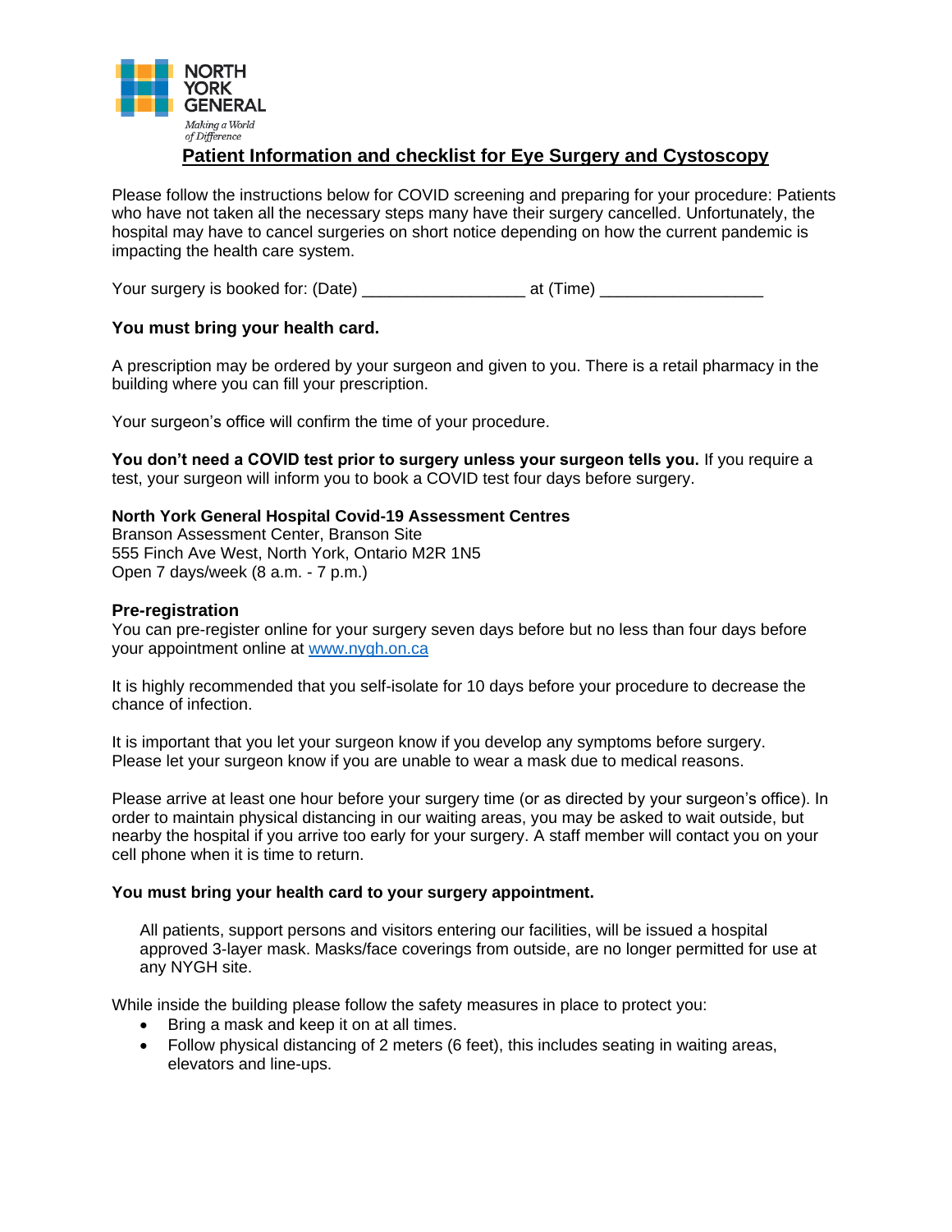NORTH YORK GENERAL

*Making a World of Difference*

# Patient Information and checklist for Eye Surgery and Cystoscopy

Please follow the instructions below for COVID screening and preparing for your procedure: Patients who have not taken all the necessary steps many have their surgery cancelled. Unfortunately, the hospital may have to cancel surgeries on short notice depending on how the current pandemic is impacting the health care system.

Your surgery is booked for: (Date) _________________ at (Time) _________________

**You must bring your health card.**

A prescription may be ordered by your surgeon and given to you. There is a retail pharmacy in the building where you can fill your prescription.

Your surgeon's office will confirm the time of your procedure.

**You don't need a COVID test prior to surgery unless your surgeon tells you.** If you require a test, your surgeon will inform you to book a COVID test four days before surgery.

**North York General Hospital Covid-19 Assessment Centres**
Branson Assessment Center, Branson Site
555 Finch Ave West, North York, Ontario M2R 1N5
Open 7 days/week (8 a.m. - 7 p.m.)

## Pre-registration

You can pre-register online for your surgery seven days before but no less than four days before your appointment online at [www.nygh.on.ca](http://www.nygh.on.ca)

It is highly recommended that you self-isolate for 10 days before your procedure to decrease the chance of infection.

It is important that you let your surgeon know if you develop any symptoms before surgery. Please let your surgeon know if you are unable to wear a mask due to medical reasons.

Please arrive at least one hour before your surgery time (or as directed by your surgeon's office). In order to maintain physical distancing in our waiting areas, you may be asked to wait outside, but nearby the hospital if you arrive too early for your surgery. A staff member will contact you on your cell phone when it is time to return.

**You must bring your health card to your surgery appointment.**

All patients, support persons and visitors entering our facilities, will be issued a hospital approved 3-layer mask. Masks/face coverings from outside, are no longer permitted for use at any NYGH site.

While inside the building please follow the safety measures in place to protect you:

- Bring a mask and keep it on at all times.
- Follow physical distancing of 2 meters (6 feet), this includes seating in waiting areas, elevators and line-ups.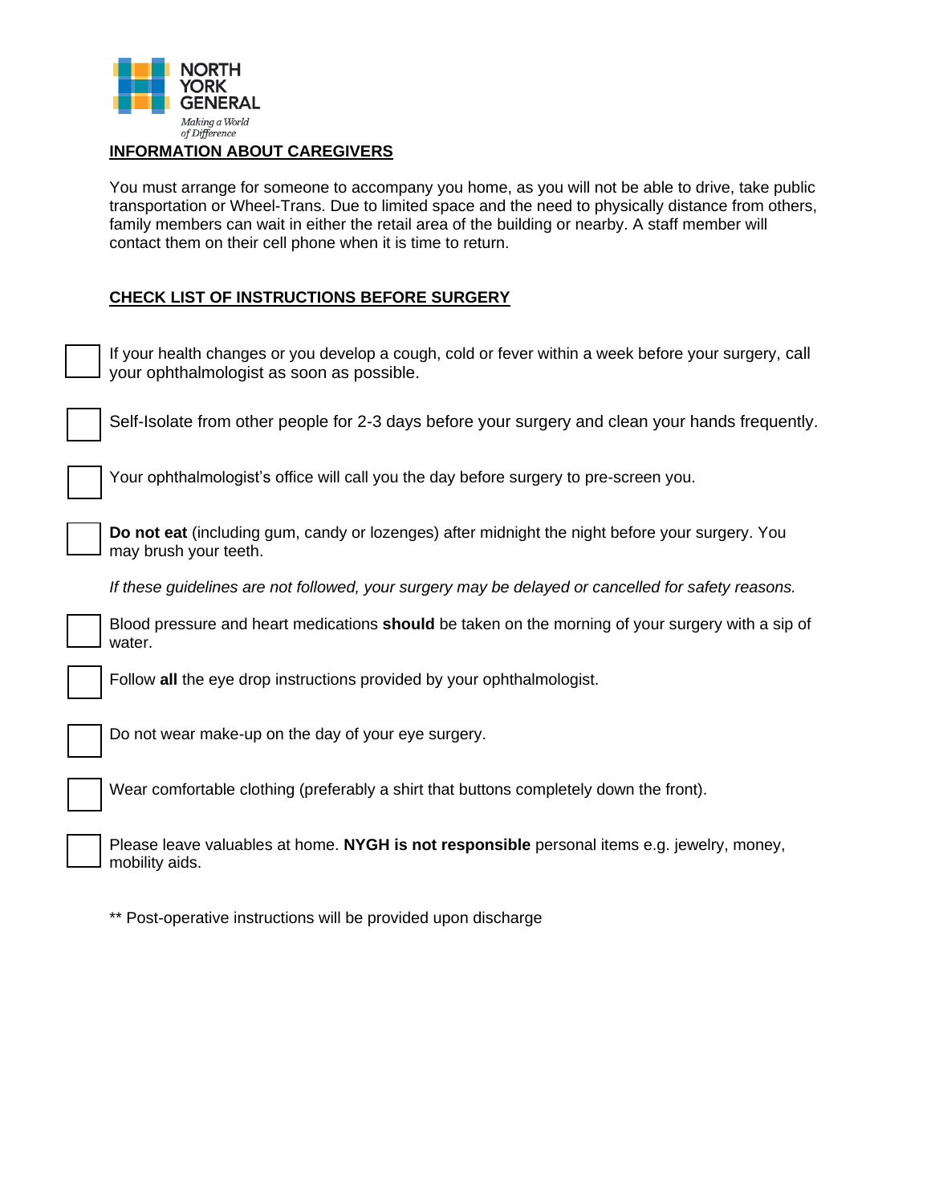NORTH YORK GENERAL

*Making a World of Difference*

## INFORMATION ABOUT CAREGIVERS

You must arrange for someone to accompany you home, as you will not be able to drive, take public transportation or Wheel-Trans. Due to limited space and the need to physically distance from others, family members can wait in either the retail area of the building or nearby. A staff member will contact them on their cell phone when it is time to return.

## CHECK LIST OF INSTRUCTIONS BEFORE SURGERY

- [ ] If your health changes or you develop a cough, cold or fever within a week before your surgery, call your ophthalmologist as soon as possible.
- [ ] Self-Isolate from other people for 2-3 days before your surgery and clean your hands frequently.
- [ ] Your ophthalmologist's office will call you the day before surgery to pre-screen you.
- [ ] **Do not eat** (including gum, candy or lozenges) after midnight the night before your surgery. You may brush your teeth.

*If these guidelines are not followed, your surgery may be delayed or cancelled for safety reasons.*

- [ ] Blood pressure and heart medications **should** be taken on the morning of your surgery with a sip of water.
- [ ] Follow **all** the eye drop instructions provided by your ophthalmologist.
- [ ] Do not wear make-up on the day of your eye surgery.
- [ ] Wear comfortable clothing (preferably a shirt that buttons completely down the front).
- [ ] Please leave valuables at home. **NYGH is not responsible** personal items e.g. jewelry, money, mobility aids.

** Post-operative instructions will be provided upon discharge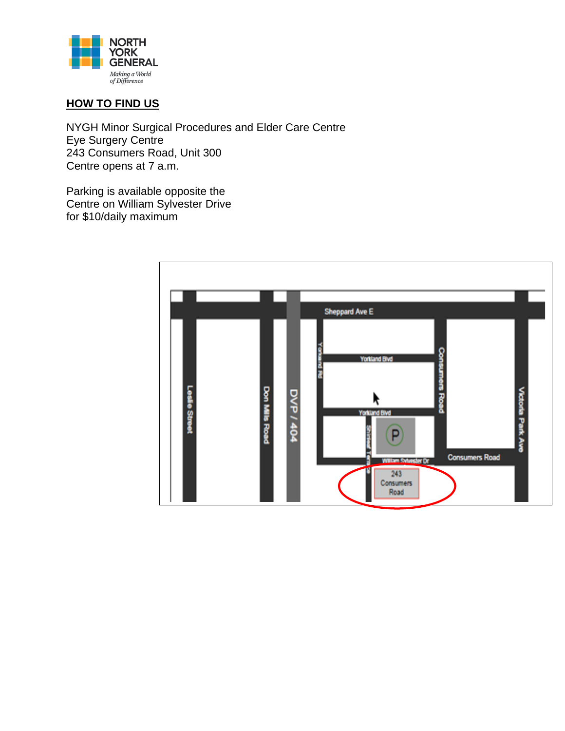NORTH YORK GENERAL

*Making a World of Difference*

## HOW TO FIND US

NYGH Minor Surgical Procedures and Elder Care Centre
Eye Surgery Centre
243 Consumers Road, Unit 300
Centre opens at 7 a.m.

Parking is available opposite the
Centre on William Sylvester Drive
for $10/daily maximum

Sheppard Ave E
Yorkland Rd
Yorkland Blvd
Yorkland Blvd
Consumers Road
Leslie Street
Don Mills Road
DVP / 404
Victoria Park Ave
Shirlea Terrace
P
William Sylvester Dr
Consumers Road
243 Consumers Road